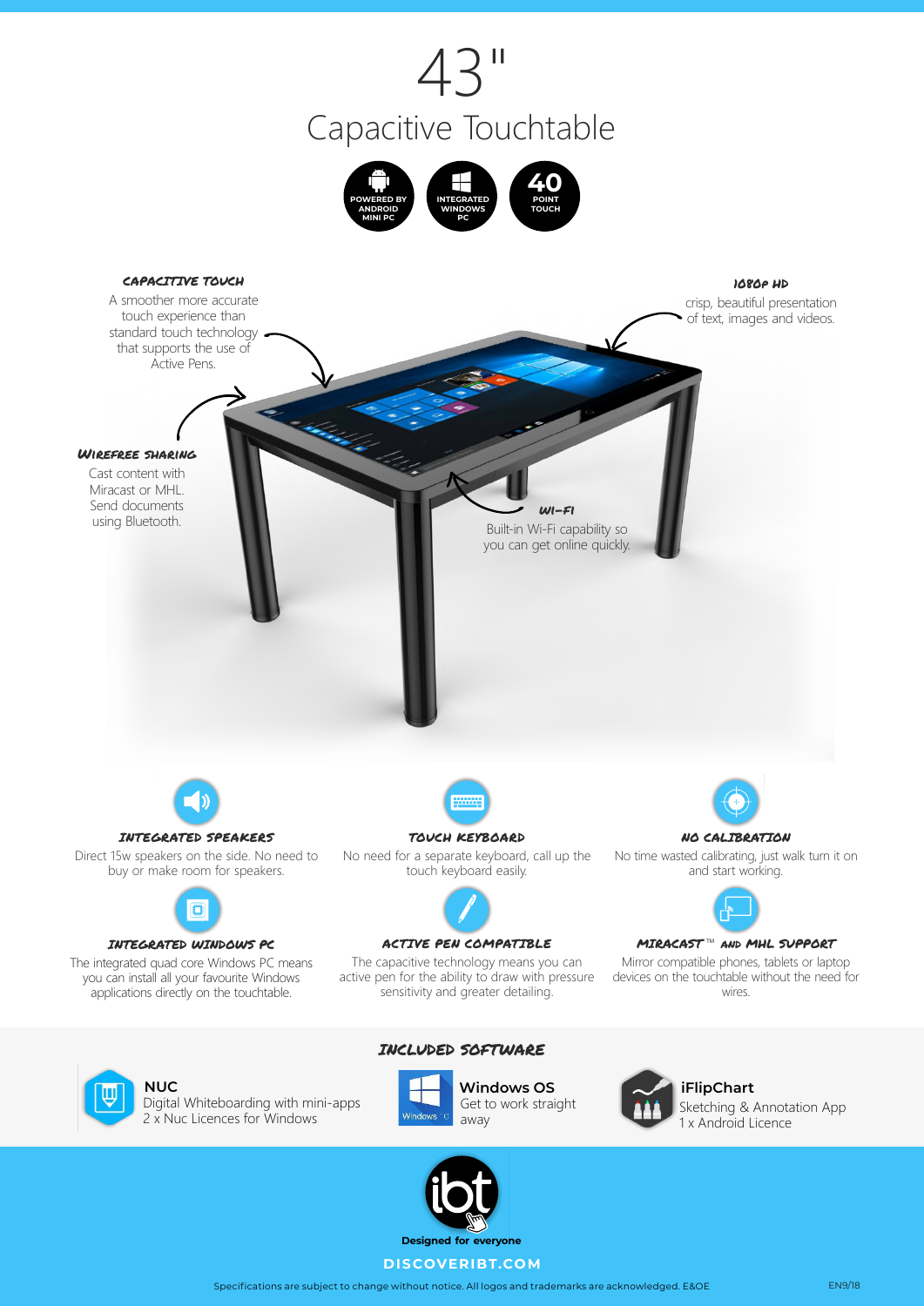# 43"

## Capacitive Touchtable

POWERED BY ANDROID MINI PC | INTEGRATED WINDOWS PC | 40 POINT TOUCH

### CAPACITIVE TOUCH

A smoother more accurate touch experience than standard touch technology that supports the use of Active Pens.

### 1080P HD

crisp, beautiful presentation of text, images and videos.

### WIREFREE SHARING

Cast content with Miracast or MHL. Send documents using Bluetooth.

### WI-FI

Built-in Wi-Fi capability so you can get online quickly.

### INTEGRATED SPEAKERS

Direct 15w speakers on the side. No need to buy or make room for speakers.

### TOUCH KEYBOARD

No need for a separate keyboard, call up the touch keyboard easily.

### NO CALIBRATION

No time wasted calibrating, just walk turn it on and start working.

### INTEGRATED WINDOWS PC

The integrated quad core Windows PC means you can install all your favourite Windows applications directly on the touchtable.

### ACTIVE PEN COMPATIBLE

The capacitive technology means you can active pen for the ability to draw with pressure sensitivity and greater detailing.

### MIRACAST™ AND MHL SUPPORT

Mirror compatible phones, tablets or laptop devices on the touchtable without the need for wires.

## INCLUDED SOFTWARE

**NUC**
Digital Whiteboarding with mini-apps
2 x Nuc Licences for Windows

**Windows OS**
Get to work straight away

**iFlipChart**
Sketching & Annotation App
1 x Android Licence

**Designed for everyone**

**DISCOVERIBT.COM**

Specifications are subject to change without notice. All logos and trademarks are acknowledged. E&OE

EN9/18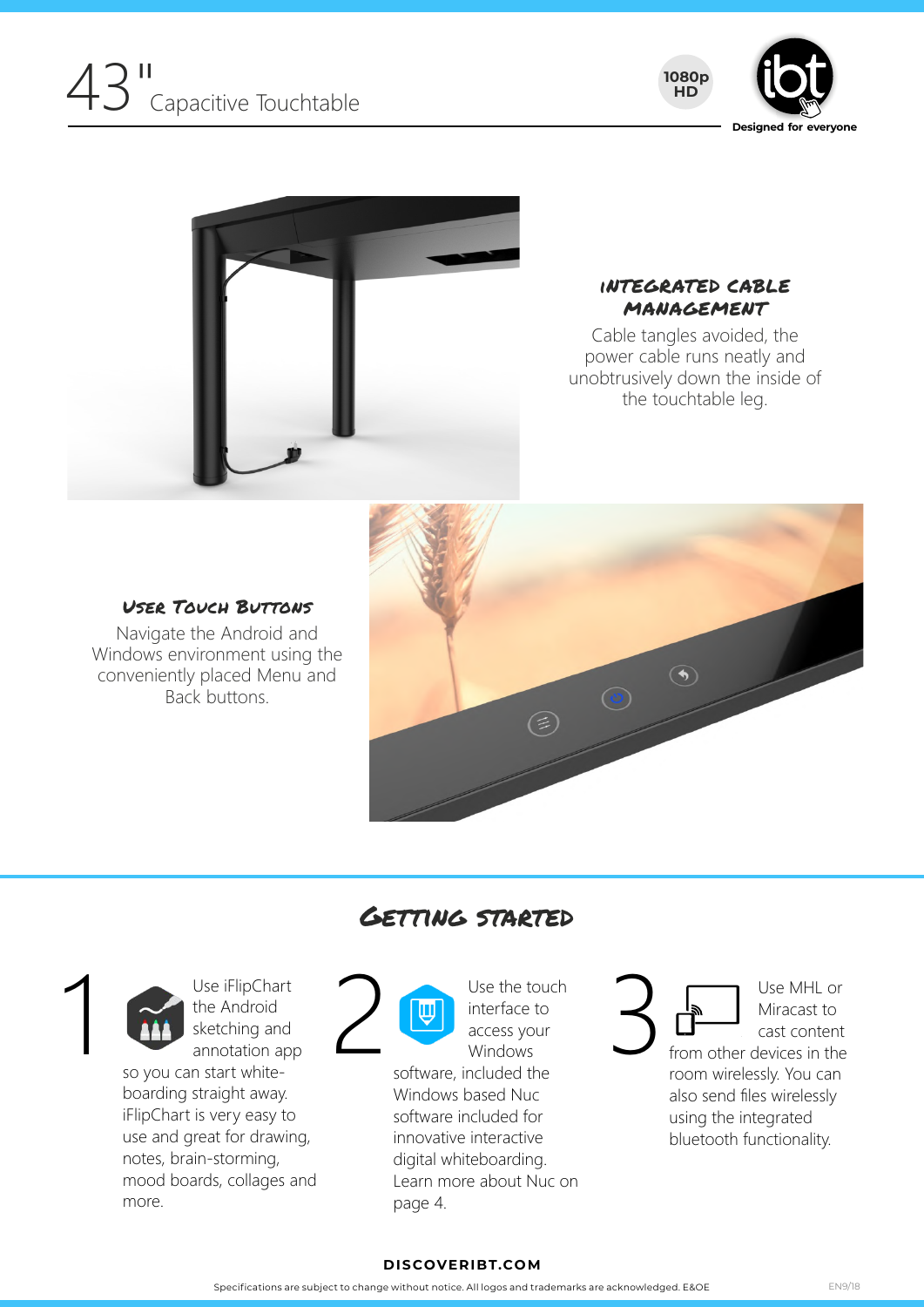# 43" Capacitive Touchtable

1080p HD

Designed for everyone

### INTEGRATED CABLE MANAGEMENT

Cable tangles avoided, the power cable runs neatly and unobtrusively down the inside of the touchtable leg.

### User Touch Buttons

Navigate the Android and Windows environment using the conveniently placed Menu and Back buttons.

## Getting started

**1** Use iFlipChart the Android sketching and annotation app so you can start white-boarding straight away. iFlipChart is very easy to use and great for drawing, notes, brain-storming, mood boards, collages and more.

**2** Use the touch interface to access your Windows software, included the Windows based Nuc software included for innovative interactive digital whiteboarding. Learn more about Nuc on page 4.

**3** Use MHL or Miracast to cast content from other devices in the room wirelessly. You can also send files wirelessly using the integrated bluetooth functionality.

**DISCOVERIBT.COM**

Specifications are subject to change without notice. All logos and trademarks are acknowledged. E&OE

EN9/18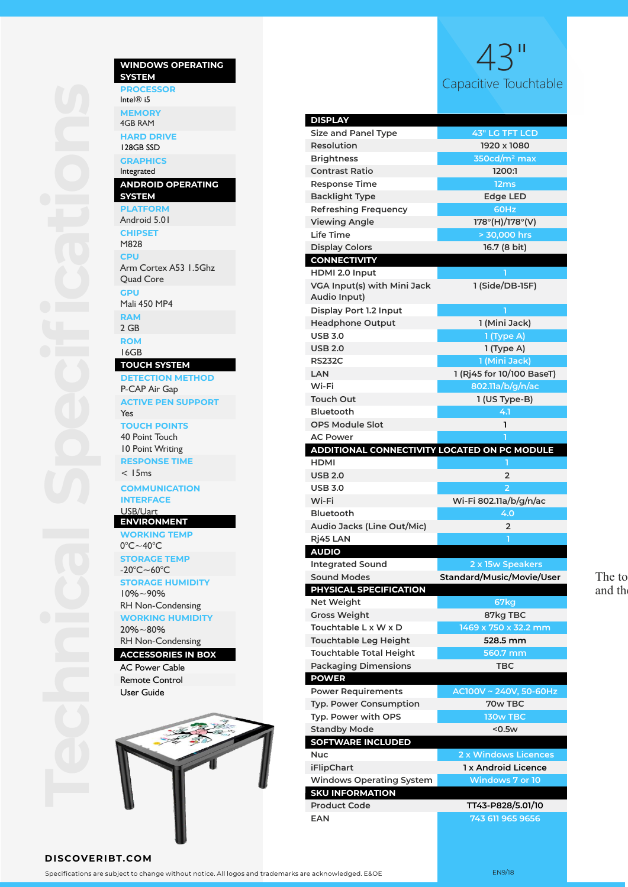# 43" Capacitive Touchtable

## Technical Specifications

### WINDOWS OPERATING SYSTEM

**PROCESSOR**
Intel® i5

**MEMORY**
4GB RAM

**HARD DRIVE**
128GB SSD

**GRAPHICS**
Integrated

### ANDROID OPERATING SYSTEM

**PLATFORM**
Android 5.01

**CHIPSET**
M828

**CPU**
Arm Cortex A53 1.5Ghz Quad Core

**GPU**
Mali 450 MP4

**RAM**
2 GB

**ROM**
16GB

### TOUCH SYSTEM

**DETECTION METHOD**
P-CAP Air Gap

**ACTIVE PEN SUPPORT**
Yes

**TOUCH POINTS**
40 Point Touch
10 Point Writing

**RESPONSE TIME**
< 15ms

**COMMUNICATION INTERFACE**
USB/Uart

### ENVIRONMENT

**WORKING TEMP**
0°C~40°C

**STORAGE TEMP**
-20°C~60°C

**STORAGE HUMIDITY**
10%~90%
RH Non-Condensing

**WORKING HUMIDITY**
20%~80%
RH Non-Condensing

### ACCESSORIES IN BOX

AC Power Cable
Remote Control
User Guide

| DISPLAY | |
|---|---|
| Size and Panel Type | 43" LG TFT LCD |
| Resolution | 1920 x 1080 |
| Brightness | 350cd/m² max |
| Contrast Ratio | 1200:1 |
| Response Time | 12ms |
| Backlight Type | Edge LED |
| Refreshing Frequency | 60Hz |
| Viewing Angle | 178°(H)/178°(V) |
| Life Time | > 30,000 hrs |
| Display Colors | 16.7 (8 bit) |
| **CONNECTIVITY** | |
| HDMI 2.0 Input | 1 |
| VGA Input(s) with Mini Jack Audio Input) | 1 (Side/DB-15F) |
| Display Port 1.2 Input | 1 |
| Headphone Output | 1 (Mini Jack) |
| USB 3.0 | 1 (Type A) |
| USB 2.0 | 1 (Type A) |
| RS232C | 1 (Mini Jack) |
| LAN | 1 (Rj45 for 10/100 BaseT) |
| Wi-Fi | 802.11a/b/g/n/ac |
| Touch Out | 1 (US Type-B) |
| Bluetooth | 4.1 |
| OPS Module Slot | 1 |
| AC Power | 1 |
| **ADDITIONAL CONNECTIVITY LOCATED ON PC MODULE** | |
| HDMI | 1 |
| USB 2.0 | 2 |
| USB 3.0 | 2 |
| Wi-Fi | Wi-Fi 802.11a/b/g/n/ac |
| Bluetooth | 4.0 |
| Audio Jacks (Line Out/Mic) | 2 |
| Rj45 LAN | 1 |
| **AUDIO** | |
| Integrated Sound | 2 x 15w Speakers |
| Sound Modes | Standard/Music/Movie/User |
| **PHYSICAL SPECIFICATION** | |
| Net Weight | 67kg |
| Gross Weight | 87kg TBC |
| Touchtable L x W x D | 1469 x 750 x 32.2 mm |
| Touchtable Leg Height | 528.5 mm |
| Touchtable Total Height | 560.7 mm |
| Packaging Dimensions | TBC |
| **POWER** | |
| Power Requirements | AC100V ~ 240V, 50-60Hz |
| Typ. Power Consumption | 70w TBC |
| Typ. Power with OPS | 130w TBC |
| Standby Mode | <0.5w |
| **SOFTWARE INCLUDED** | |
| Nuc | 2 x Windows Licences |
| iFlipChart | 1 x Android Licence |
| Windows Operating System | Windows 7 or 10 |
| **SKU INFORMATION** | |
| Product Code | TT43-P828/5.01/10 |
| EAN | 743 611 965 9656 |

The to
and th

**DISCOVERIBT.COM**

Specifications are subject to change without notice. All logos and trademarks are acknowledged. E&OE

EN9/18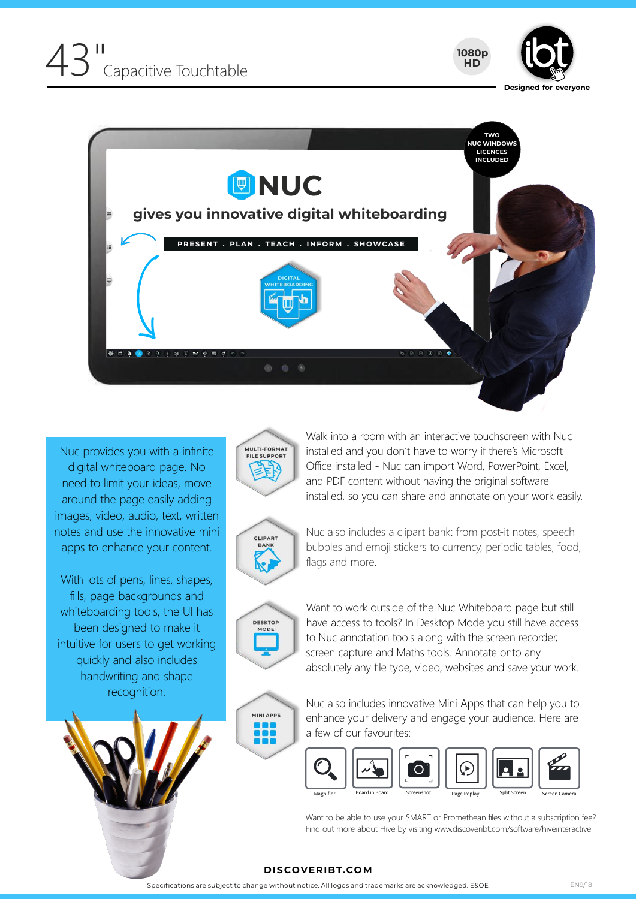# 43" Capacitive Touchtable

1080p HD

Designed for everyone

TWO NUC WINDOWS LICENCES INCLUDED

## NUC

**gives you innovative digital whiteboarding**

PRESENT . PLAN . TEACH . INFORM . SHOWCASE

DIGITAL WHITEBOARDING

Nuc provides you with a infinite digital whiteboard page. No need to limit your ideas, move around the page easily adding images, video, audio, text, written notes and use the innovative mini apps to enhance your content.

With lots of pens, lines, shapes, fills, page backgrounds and whiteboarding tools, the UI has been designed to make it intuitive for users to get working quickly and also includes handwriting and shape recognition.

**MULTI-FORMAT FILE SUPPORT**

Walk into a room with an interactive touchscreen with Nuc installed and you don't have to worry if there's Microsoft Office installed - Nuc can import Word, PowerPoint, Excel, and PDF content without having the original software installed, so you can share and annotate on your work easily.

**CLIPART BANK**

Nuc also includes a clipart bank: from post-it notes, speech bubbles and emoji stickers to currency, periodic tables, food, flags and more.

**DESKTOP MODE**

Want to work outside of the Nuc Whiteboard page but still have access to tools? In Desktop Mode you still have access to Nuc annotation tools along with the screen recorder, screen capture and Maths tools. Annotate onto any absolutely any file type, video, websites and save your work.

**MINI APPS**

Nuc also includes innovative Mini Apps that can help you to enhance your delivery and engage your audience. Here are a few of our favourites:

Magnifier | Board in Board | Screenshot | Page Replay | Split Screen | Screen Camera

Want to be able to use your SMART or Promethean files without a subscription fee? Find out more about Hive by visiting www.discoveribt.com/software/hiveinteractive

**DISCOVERIBT.COM**

Specifications are subject to change without notice. All logos and trademarks are acknowledged. E&OE

EN9/18